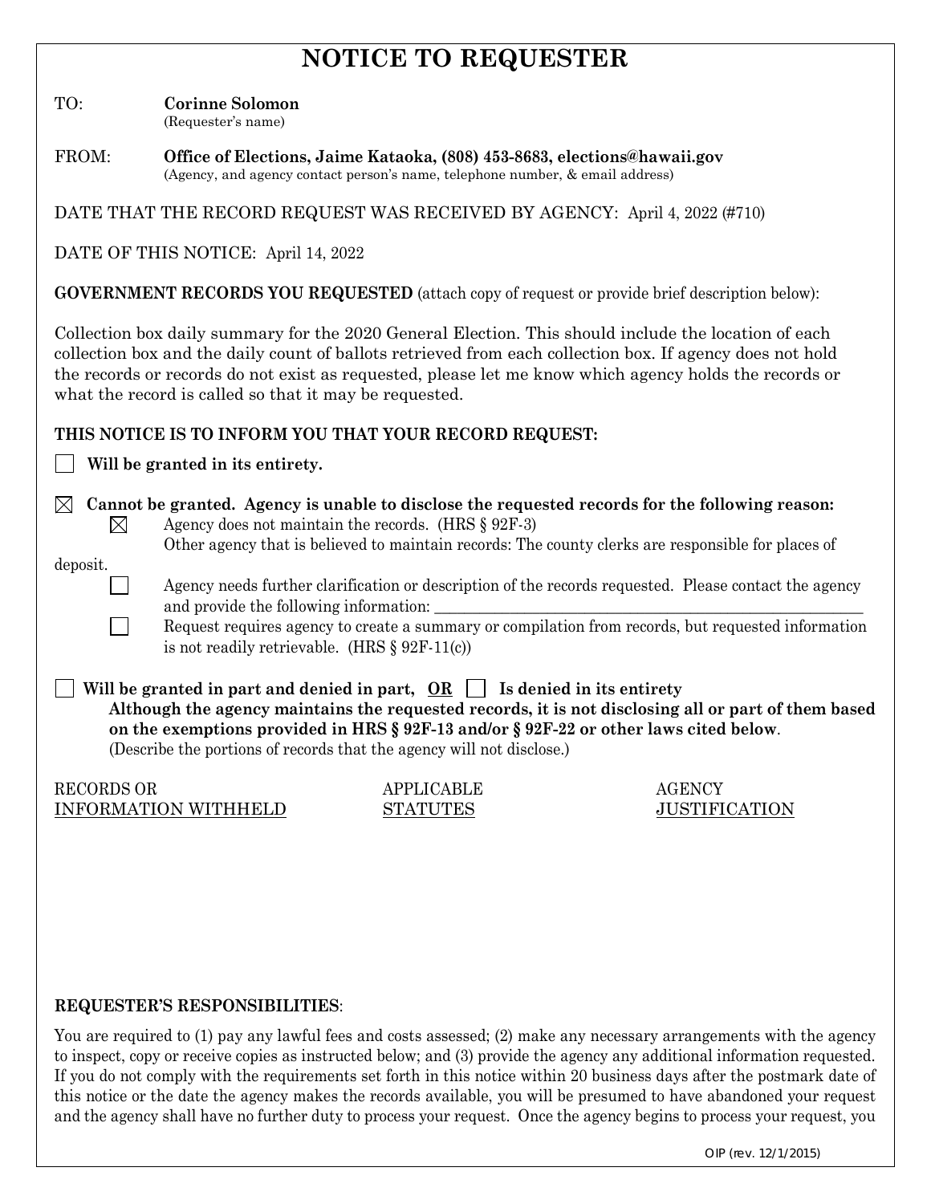# NOTICE TO REQUESTER

TO: **Corinne Solomon**
(Requester's name)

FROM: **Office of Elections, Jaime Kataoka, (808) 453-8683, elections@hawaii.gov**
(Agency, and agency contact person's name, telephone number, & email address)

DATE THAT THE RECORD REQUEST WAS RECEIVED BY AGENCY: April 4, 2022 (#710)

DATE OF THIS NOTICE: April 14, 2022

**GOVERNMENT RECORDS YOU REQUESTED** (attach copy of request or provide brief description below):

Collection box daily summary for the 2020 General Election. This should include the location of each collection box and the daily count of ballots retrieved from each collection box. If agency does not hold the records or records do not exist as requested, please let me know which agency holds the records or what the record is called so that it may be requested.

**THIS NOTICE IS TO INFORM YOU THAT YOUR RECORD REQUEST:**

☐ **Will be granted in its entirety.**

☒ **Cannot be granted. Agency is unable to disclose the requested records for the following reason:**

- ☒ Agency does not maintain the records. (HRS § 92F-3)
  Other agency that is believed to maintain records: The county clerks are responsible for places of deposit.
- ☐ Agency needs further clarification or description of the records requested. Please contact the agency and provide the following information: ____________________
- ☐ Request requires agency to create a summary or compilation from records, but requested information is not readily retrievable. (HRS § 92F-11(c))

☐ **Will be granted in part and denied in part, OR** ☐ **Is denied in its entirety**
**Although the agency maintains the requested records, it is not disclosing all or part of them based on the exemptions provided in HRS § 92F-13 and/or § 92F-22 or other laws cited below**.
(Describe the portions of records that the agency will not disclose.)

| RECORDS OR INFORMATION WITHHELD | APPLICABLE STATUTES | AGENCY JUSTIFICATION |
|---|---|---|
| | | |

**REQUESTER'S RESPONSIBILITIES**:

You are required to (1) pay any lawful fees and costs assessed; (2) make any necessary arrangements with the agency to inspect, copy or receive copies as instructed below; and (3) provide the agency any additional information requested. If you do not comply with the requirements set forth in this notice within 20 business days after the postmark date of this notice or the date the agency makes the records available, you will be presumed to have abandoned your request and the agency shall have no further duty to process your request. Once the agency begins to process your request, you

OIP (rev. 12/1/2015)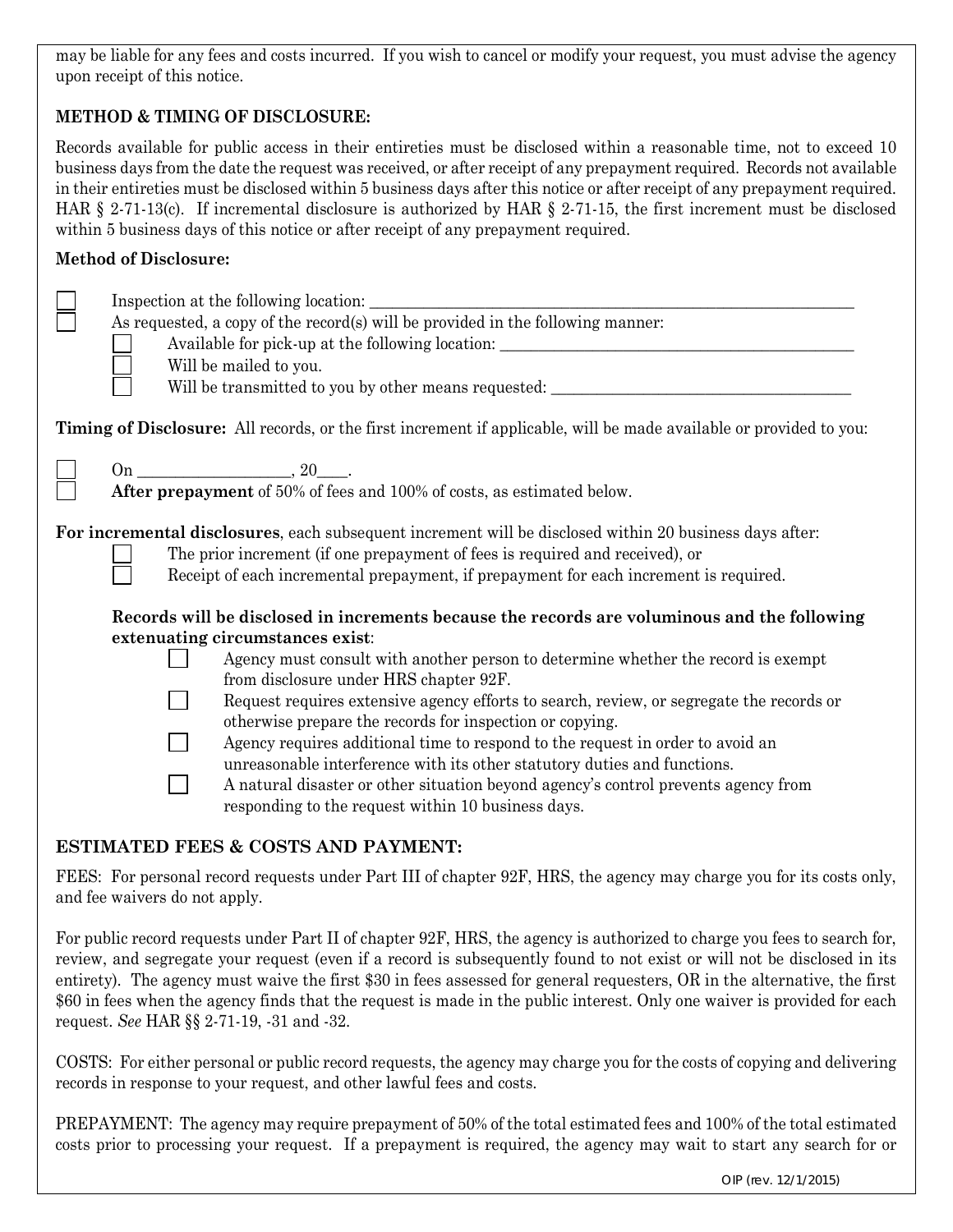may be liable for any fees and costs incurred. If you wish to cancel or modify your request, you must advise the agency upon receipt of this notice.

**METHOD & TIMING OF DISCLOSURE:**

Records available for public access in their entireties must be disclosed within a reasonable time, not to exceed 10 business days from the date the request was received, or after receipt of any prepayment required. Records not available in their entireties must be disclosed within 5 business days after this notice or after receipt of any prepayment required. HAR § 2-71-13(c). If incremental disclosure is authorized by HAR § 2-71-15, the first increment must be disclosed within 5 business days of this notice or after receipt of any prepayment required.

**Method of Disclosure:**

- ☐ Inspection at the following location: ______________________________
- ☐ As requested, a copy of the record(s) will be provided in the following manner:
  - ☐ Available for pick-up at the following location: ______________________________
  - ☐ Will be mailed to you.
  - ☐ Will be transmitted to you by other means requested: ______________________________

**Timing of Disclosure:** All records, or the first increment if applicable, will be made available or provided to you:

- ☐ On ___________________, 20____.
- ☐ **After prepayment** of 50% of fees and 100% of costs, as estimated below.

**For incremental disclosures**, each subsequent increment will be disclosed within 20 business days after:

- ☐ The prior increment (if one prepayment of fees is required and received), or
- ☐ Receipt of each incremental prepayment, if prepayment for each increment is required.

**Records will be disclosed in increments because the records are voluminous and the following extenuating circumstances exist**:

- ☐ Agency must consult with another person to determine whether the record is exempt from disclosure under HRS chapter 92F.
- ☐ Request requires extensive agency efforts to search, review, or segregate the records or otherwise prepare the records for inspection or copying.
- ☐ Agency requires additional time to respond to the request in order to avoid an unreasonable interference with its other statutory duties and functions.
- ☐ A natural disaster or other situation beyond agency's control prevents agency from responding to the request within 10 business days.

**ESTIMATED FEES & COSTS AND PAYMENT:**

FEES: For personal record requests under Part III of chapter 92F, HRS, the agency may charge you for its costs only, and fee waivers do not apply.

For public record requests under Part II of chapter 92F, HRS, the agency is authorized to charge you fees to search for, review, and segregate your request (even if a record is subsequently found to not exist or will not be disclosed in its entirety). The agency must waive the first $30 in fees assessed for general requesters, OR in the alternative, the first $60 in fees when the agency finds that the request is made in the public interest. Only one waiver is provided for each request. *See* HAR §§ 2-71-19, -31 and -32.

COSTS: For either personal or public record requests, the agency may charge you for the costs of copying and delivering records in response to your request, and other lawful fees and costs.

PREPAYMENT: The agency may require prepayment of 50% of the total estimated fees and 100% of the total estimated costs prior to processing your request. If a prepayment is required, the agency may wait to start any search for or

OIP (rev. 12/1/2015)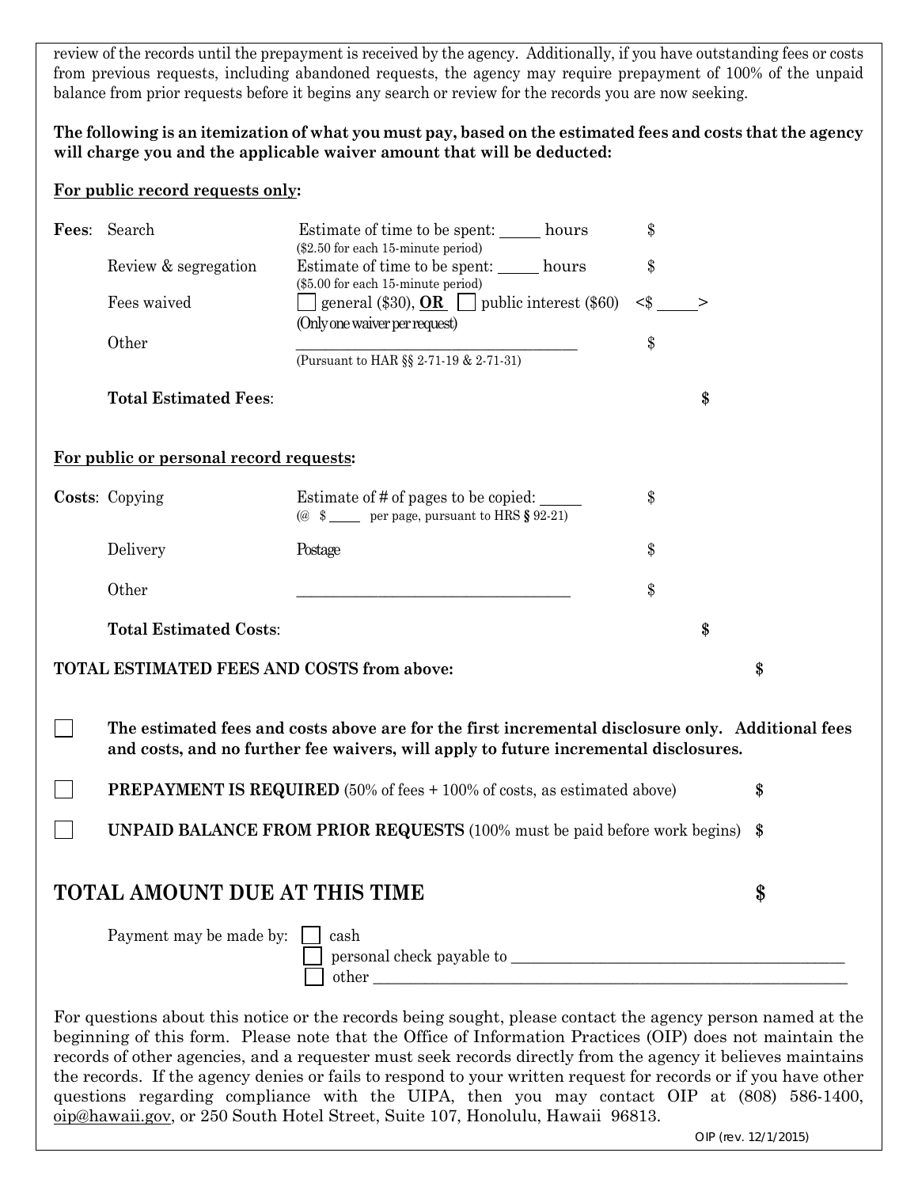review of the records until the prepayment is received by the agency. Additionally, if you have outstanding fees or costs from previous requests, including abandoned requests, the agency may require prepayment of 100% of the unpaid balance from prior requests before it begins any search or review for the records you are now seeking.

**The following is an itemization of what you must pay, based on the estimated fees and costs that the agency will charge you and the applicable waiver amount that will be deducted:**

**For public record requests only:**

| | | | | | |
|---|---|---|---|---|---|
| **Fees**: | Search | Estimate of time to be spent: _____ hours ($2.50 for each 15-minute period) | $ | | |
| | Review & segregation | Estimate of time to be spent: _____ hours ($5.00 for each 15-minute period) | $ | | |
| | Fees waived | ☐ general ($30), **OR** ☐ public interest ($60) (Only one waiver per request) | <$ _____> | | |
| | Other | ______________________________ (Pursuant to HAR §§ 2-71-19 & 2-71-31) | $ | | |
| | **Total Estimated Fees**: | | | **$** | |

**For public or personal record requests:**

| | | | | | |
|---|---|---|---|---|---|
| **Costs**: | Copying | Estimate of # of pages to be copied: _____ (@ $_____ per page, pursuant to HRS § 92-21) | $ | | |
| | Delivery | Postage | $ | | |
| | Other | ______________________________ | $ | | |
| | **Total Estimated Costs**: | | | **$** | |

**TOTAL ESTIMATED FEES AND COSTS from above:** **$**

☐ **The estimated fees and costs above are for the first incremental disclosure only. Additional fees and costs, and no further fee waivers, will apply to future incremental disclosures.**

☐ **PREPAYMENT IS REQUIRED** (50% of fees + 100% of costs, as estimated above) **$**

☐ **UNPAID BALANCE FROM PRIOR REQUESTS** (100% must be paid before work begins) **$**

## TOTAL AMOUNT DUE AT THIS TIME **$**

Payment may be made by:
☐ cash
☐ personal check payable to ______________________________
☐ other ______________________________

For questions about this notice or the records being sought, please contact the agency person named at the beginning of this form. Please note that the Office of Information Practices (OIP) does not maintain the records of other agencies, and a requester must seek records directly from the agency it believes maintains the records. If the agency denies or fails to respond to your written request for records or if you have other questions regarding compliance with the UIPA, then you may contact OIP at (808) 586-1400, oip@hawaii.gov, or 250 South Hotel Street, Suite 107, Honolulu, Hawaii 96813.

OIP (rev. 12/1/2015)